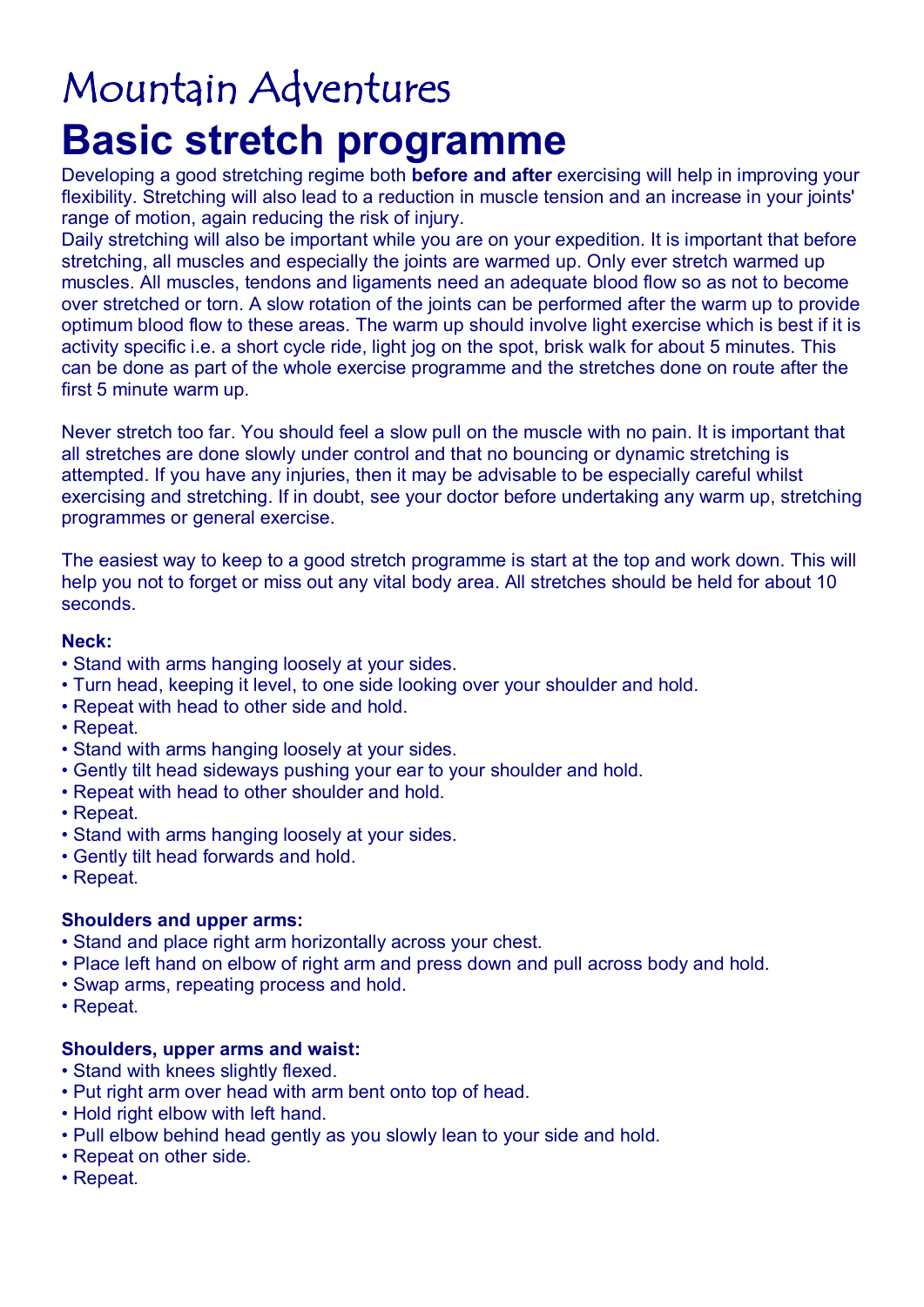# Mountain Adventures

# Basic stretch programme

Developing a good stretching regime both **before and after** exercising will help in improving your flexibility. Stretching will also lead to a reduction in muscle tension and an increase in your joints' range of motion, again reducing the risk of injury.
Daily stretching will also be important while you are on your expedition. It is important that before stretching, all muscles and especially the joints are warmed up. Only ever stretch warmed up muscles. All muscles, tendons and ligaments need an adequate blood flow so as not to become over stretched or torn. A slow rotation of the joints can be performed after the warm up to provide optimum blood flow to these areas. The warm up should involve light exercise which is best if it is activity specific i.e. a short cycle ride, light jog on the spot, brisk walk for about 5 minutes. This can be done as part of the whole exercise programme and the stretches done on route after the first 5 minute warm up.

Never stretch too far. You should feel a slow pull on the muscle with no pain. It is important that all stretches are done slowly under control and that no bouncing or dynamic stretching is attempted. If you have any injuries, then it may be advisable to be especially careful whilst exercising and stretching. If in doubt, see your doctor before undertaking any warm up, stretching programmes or general exercise.

The easiest way to keep to a good stretch programme is start at the top and work down. This will help you not to forget or miss out any vital body area. All stretches should be held for about 10 seconds.

**Neck:**
- Stand with arms hanging loosely at your sides.
- Turn head, keeping it level, to one side looking over your shoulder and hold.
- Repeat with head to other side and hold.
- Repeat.
- Stand with arms hanging loosely at your sides.
- Gently tilt head sideways pushing your ear to your shoulder and hold.
- Repeat with head to other shoulder and hold.
- Repeat.
- Stand with arms hanging loosely at your sides.
- Gently tilt head forwards and hold.
- Repeat.

**Shoulders and upper arms:**
- Stand and place right arm horizontally across your chest.
- Place left hand on elbow of right arm and press down and pull across body and hold.
- Swap arms, repeating process and hold.
- Repeat.

**Shoulders, upper arms and waist:**
- Stand with knees slightly flexed.
- Put right arm over head with arm bent onto top of head.
- Hold right elbow with left hand.
- Pull elbow behind head gently as you slowly lean to your side and hold.
- Repeat on other side.
- Repeat.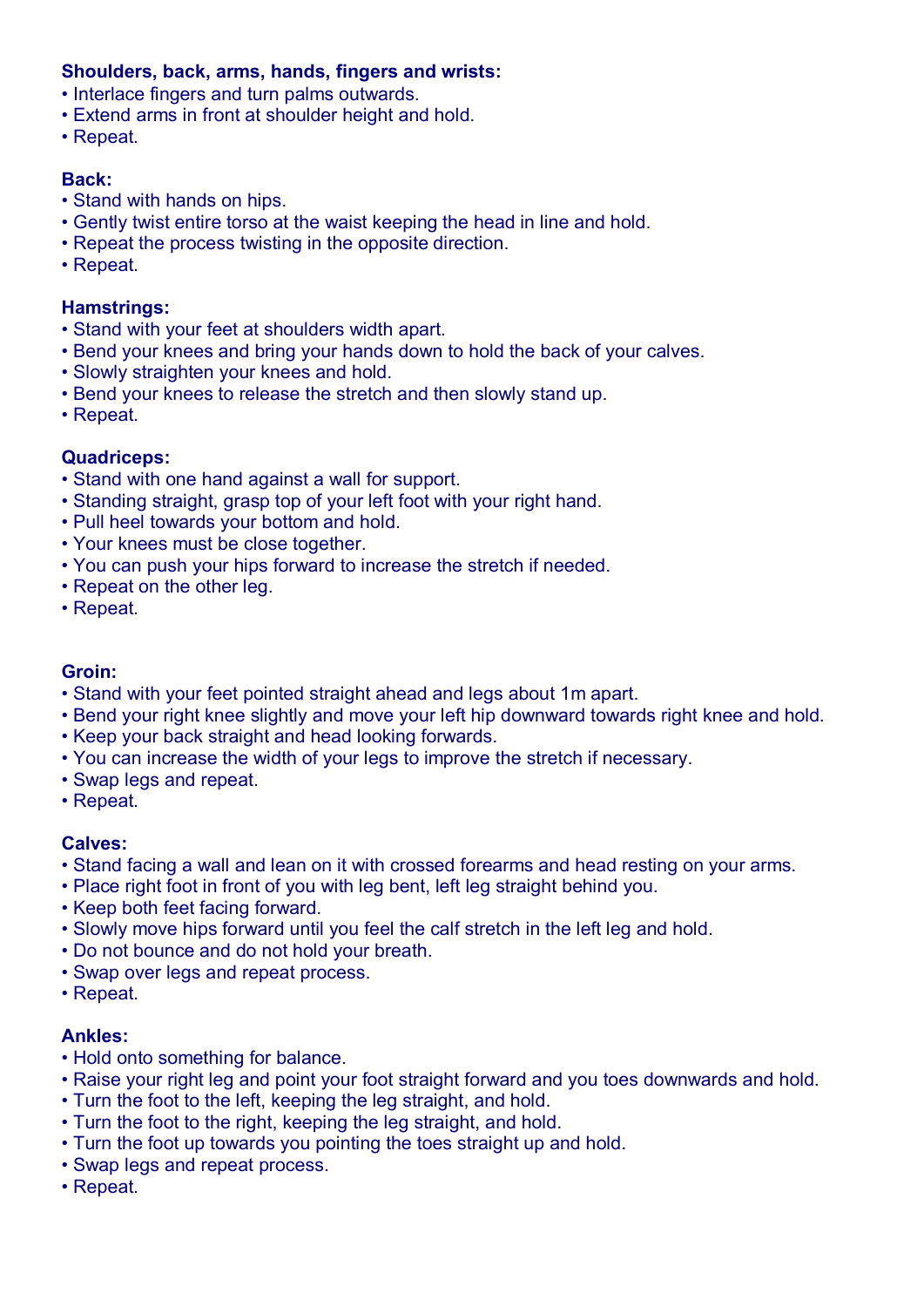**Shoulders, back, arms, hands, fingers and wrists:**
- Interlace fingers and turn palms outwards.
- Extend arms in front at shoulder height and hold.
- Repeat.

**Back:**
- Stand with hands on hips.
- Gently twist entire torso at the waist keeping the head in line and hold.
- Repeat the process twisting in the opposite direction.
- Repeat.

**Hamstrings:**
- Stand with your feet at shoulders width apart.
- Bend your knees and bring your hands down to hold the back of your calves.
- Slowly straighten your knees and hold.
- Bend your knees to release the stretch and then slowly stand up.
- Repeat.

**Quadriceps:**
- Stand with one hand against a wall for support.
- Standing straight, grasp top of your left foot with your right hand.
- Pull heel towards your bottom and hold.
- Your knees must be close together.
- You can push your hips forward to increase the stretch if needed.
- Repeat on the other leg.
- Repeat.

**Groin:**
- Stand with your feet pointed straight ahead and legs about 1m apart.
- Bend your right knee slightly and move your left hip downward towards right knee and hold.
- Keep your back straight and head looking forwards.
- You can increase the width of your legs to improve the stretch if necessary.
- Swap legs and repeat.
- Repeat.

**Calves:**
- Stand facing a wall and lean on it with crossed forearms and head resting on your arms.
- Place right foot in front of you with leg bent, left leg straight behind you.
- Keep both feet facing forward.
- Slowly move hips forward until you feel the calf stretch in the left leg and hold.
- Do not bounce and do not hold your breath.
- Swap over legs and repeat process.
- Repeat.

**Ankles:**
- Hold onto something for balance.
- Raise your right leg and point your foot straight forward and you toes downwards and hold.
- Turn the foot to the left, keeping the leg straight, and hold.
- Turn the foot to the right, keeping the leg straight, and hold.
- Turn the foot up towards you pointing the toes straight up and hold.
- Swap legs and repeat process.
- Repeat.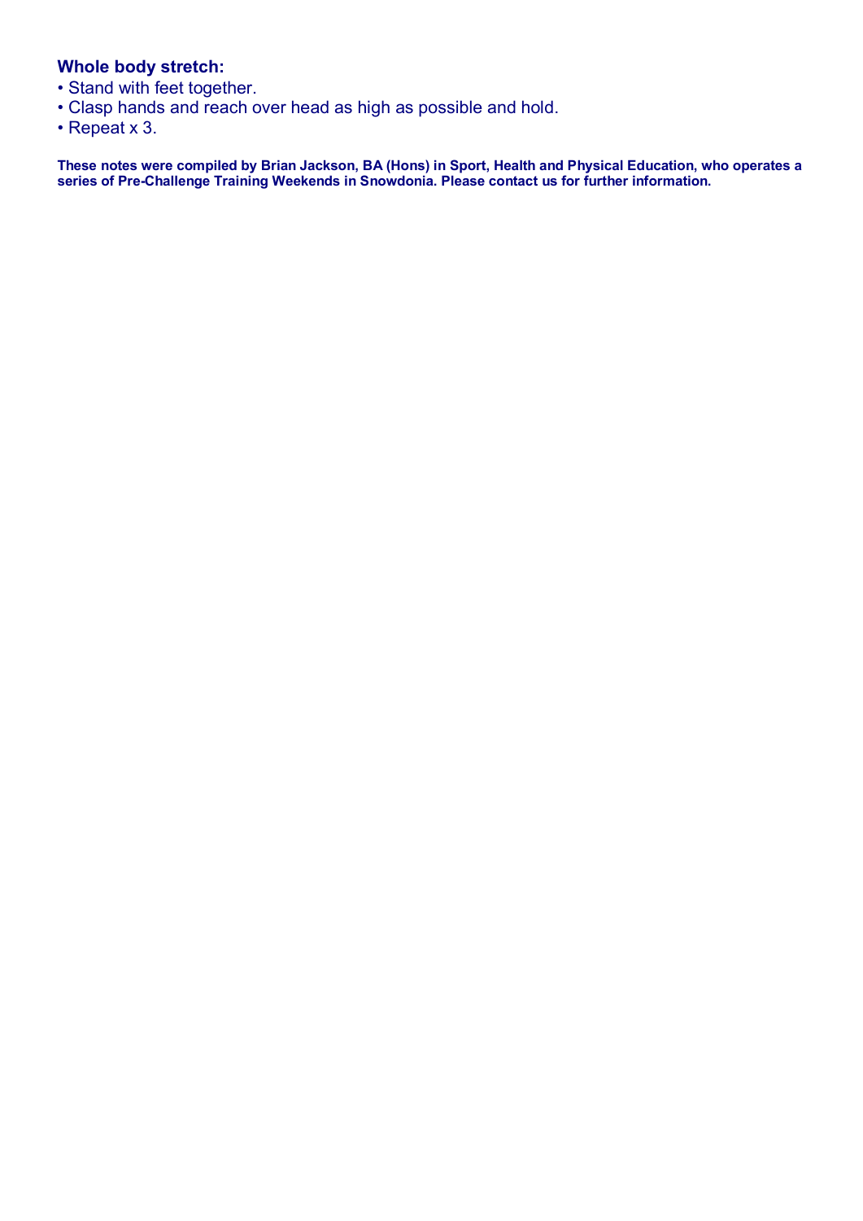**Whole body stretch:**

- Stand with feet together.
- Clasp hands and reach over head as high as possible and hold.
- Repeat x 3.

**These notes were compiled by Brian Jackson, BA (Hons) in Sport, Health and Physical Education, who operates a series of Pre-Challenge Training Weekends in Snowdonia. Please contact us for further information.**